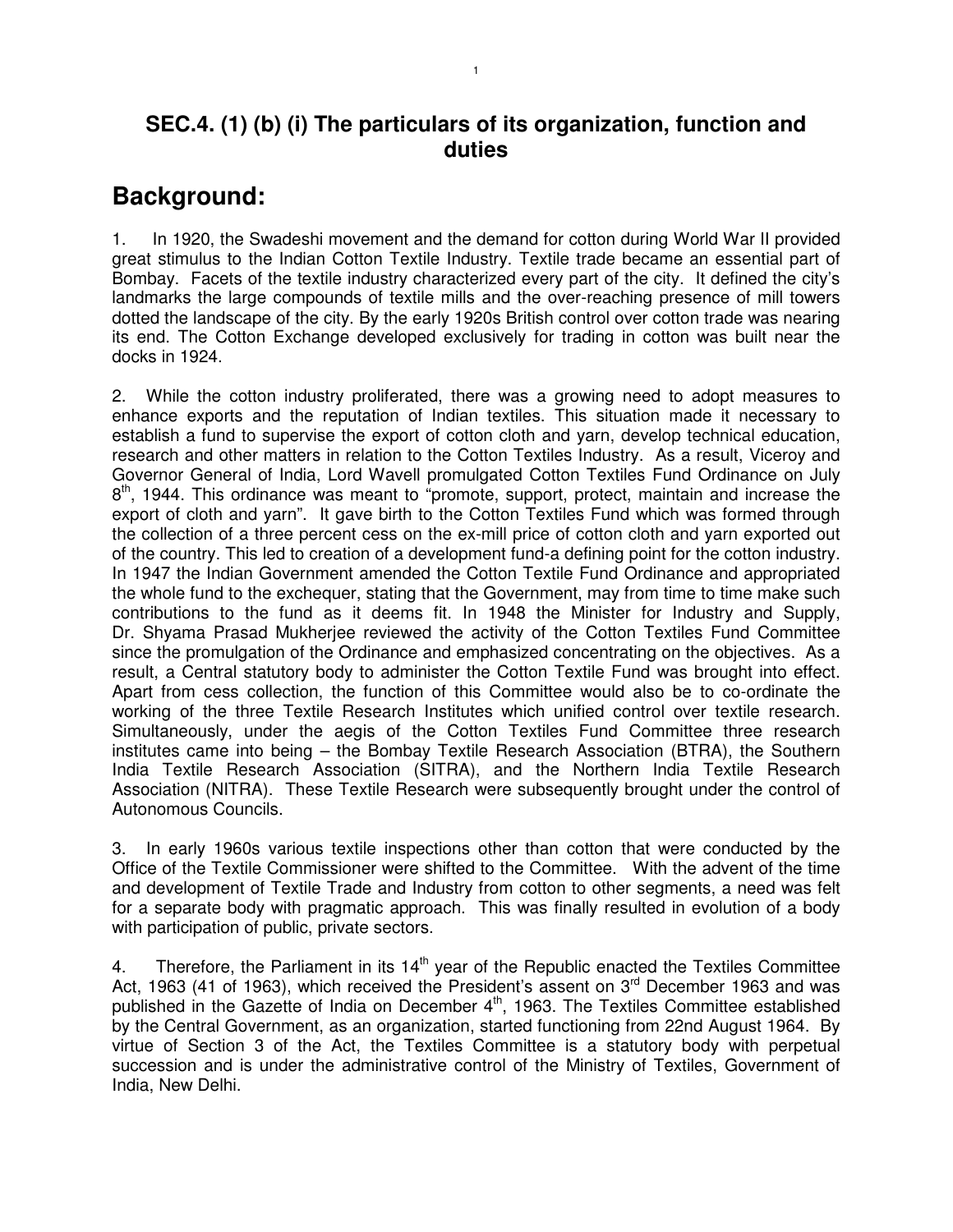## SEC.4. (1) (b) (i) The particulars of its organization, function and duties

# Background:

1. In 1920, the Swadeshi movement and the demand for cotton during World War II provided great stimulus to the Indian Cotton Textile Industry. Textile trade became an essential part of Bombay. Facets of the textile industry characterized every part of the city. It defined the city's landmarks the large compounds of textile mills and the over-reaching presence of mill towers dotted the landscape of the city. By the early 1920s British control over cotton trade was nearing its end. The Cotton Exchange developed exclusively for trading in cotton was built near the docks in 1924.

2. While the cotton industry proliferated, there was a growing need to adopt measures to enhance exports and the reputation of Indian textiles. This situation made it necessary to establish a fund to supervise the export of cotton cloth and yarn, develop technical education, research and other matters in relation to the Cotton Textiles Industry. As a result, Viceroy and Governor General of India, Lord Wavell promulgated Cotton Textiles Fund Ordinance on July 8th, 1944. This ordinance was meant to "promote, support, protect, maintain and increase the export of cloth and yarn". It gave birth to the Cotton Textiles Fund which was formed through the collection of a three percent cess on the ex-mill price of cotton cloth and yarn exported out of the country. This led to creation of a development fund-a defining point for the cotton industry. In 1947 the Indian Government amended the Cotton Textile Fund Ordinance and appropriated the whole fund to the exchequer, stating that the Government, may from time to time make such contributions to the fund as it deems fit. In 1948 the Minister for Industry and Supply, Dr. Shyama Prasad Mukherjee reviewed the activity of the Cotton Textiles Fund Committee since the promulgation of the Ordinance and emphasized concentrating on the objectives. As a result, a Central statutory body to administer the Cotton Textile Fund was brought into effect. Apart from cess collection, the function of this Committee would also be to co-ordinate the working of the three Textile Research Institutes which unified control over textile research. Simultaneously, under the aegis of the Cotton Textiles Fund Committee three research institutes came into being – the Bombay Textile Research Association (BTRA), the Southern India Textile Research Association (SITRA), and the Northern India Textile Research Association (NITRA). These Textile Research were subsequently brought under the control of Autonomous Councils.

3. In early 1960s various textile inspections other than cotton that were conducted by the Office of the Textile Commissioner were shifted to the Committee. With the advent of the time and development of Textile Trade and Industry from cotton to other segments, a need was felt for a separate body with pragmatic approach. This was finally resulted in evolution of a body with participation of public, private sectors.

4. Therefore, the Parliament in its 14th year of the Republic enacted the Textiles Committee Act, 1963 (41 of 1963), which received the President's assent on 3rd December 1963 and was published in the Gazette of India on December 4th, 1963. The Textiles Committee established by the Central Government, as an organization, started functioning from 22nd August 1964. By virtue of Section 3 of the Act, the Textiles Committee is a statutory body with perpetual succession and is under the administrative control of the Ministry of Textiles, Government of India, New Delhi.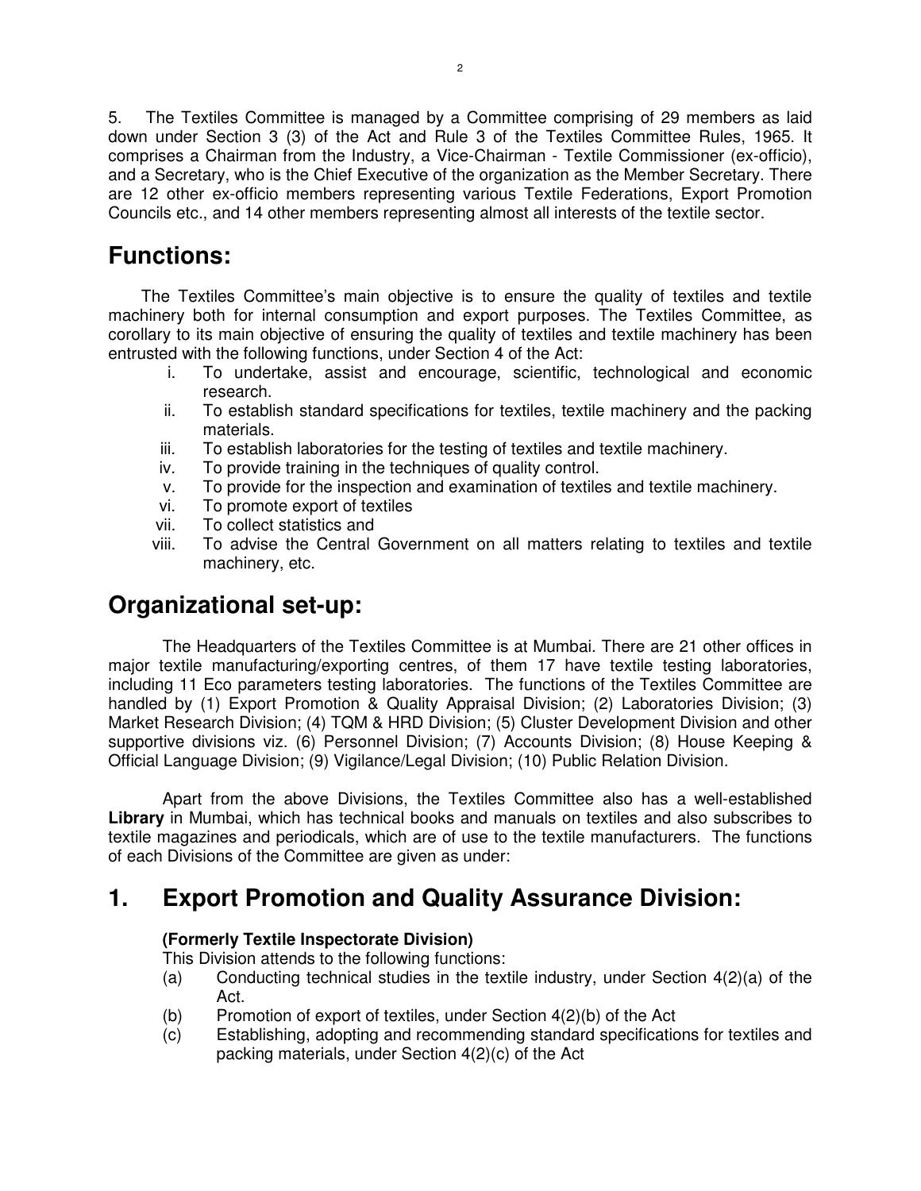5. The Textiles Committee is managed by a Committee comprising of 29 members as laid down under Section 3 (3) of the Act and Rule 3 of the Textiles Committee Rules, 1965. It comprises a Chairman from the Industry, a Vice-Chairman - Textile Commissioner (ex-officio), and a Secretary, who is the Chief Executive of the organization as the Member Secretary. There are 12 other ex-officio members representing various Textile Federations, Export Promotion Councils etc., and 14 other members representing almost all interests of the textile sector.

## Functions:

The Textiles Committee's main objective is to ensure the quality of textiles and textile machinery both for internal consumption and export purposes. The Textiles Committee, as corollary to its main objective of ensuring the quality of textiles and textile machinery has been entrusted with the following functions, under Section 4 of the Act:

i. To undertake, assist and encourage, scientific, technological and economic research.
ii. To establish standard specifications for textiles, textile machinery and the packing materials.
iii. To establish laboratories for the testing of textiles and textile machinery.
iv. To provide training in the techniques of quality control.
v. To provide for the inspection and examination of textiles and textile machinery.
vi. To promote export of textiles
vii. To collect statistics and
viii. To advise the Central Government on all matters relating to textiles and textile machinery, etc.

## Organizational set-up:

The Headquarters of the Textiles Committee is at Mumbai. There are 21 other offices in major textile manufacturing/exporting centres, of them 17 have textile testing laboratories, including 11 Eco parameters testing laboratories. The functions of the Textiles Committee are handled by (1) Export Promotion & Quality Appraisal Division; (2) Laboratories Division; (3) Market Research Division; (4) TQM & HRD Division; (5) Cluster Development Division and other supportive divisions viz. (6) Personnel Division; (7) Accounts Division; (8) House Keeping & Official Language Division; (9) Vigilance/Legal Division; (10) Public Relation Division.

Apart from the above Divisions, the Textiles Committee also has a well-established **Library** in Mumbai, which has technical books and manuals on textiles and also subscribes to textile magazines and periodicals, which are of use to the textile manufacturers. The functions of each Divisions of the Committee are given as under:

## 1. Export Promotion and Quality Assurance Division:

**(Formerly Textile Inspectorate Division)**

This Division attends to the following functions:

(a) Conducting technical studies in the textile industry, under Section 4(2)(a) of the Act.
(b) Promotion of export of textiles, under Section 4(2)(b) of the Act
(c) Establishing, adopting and recommending standard specifications for textiles and packing materials, under Section 4(2)(c) of the Act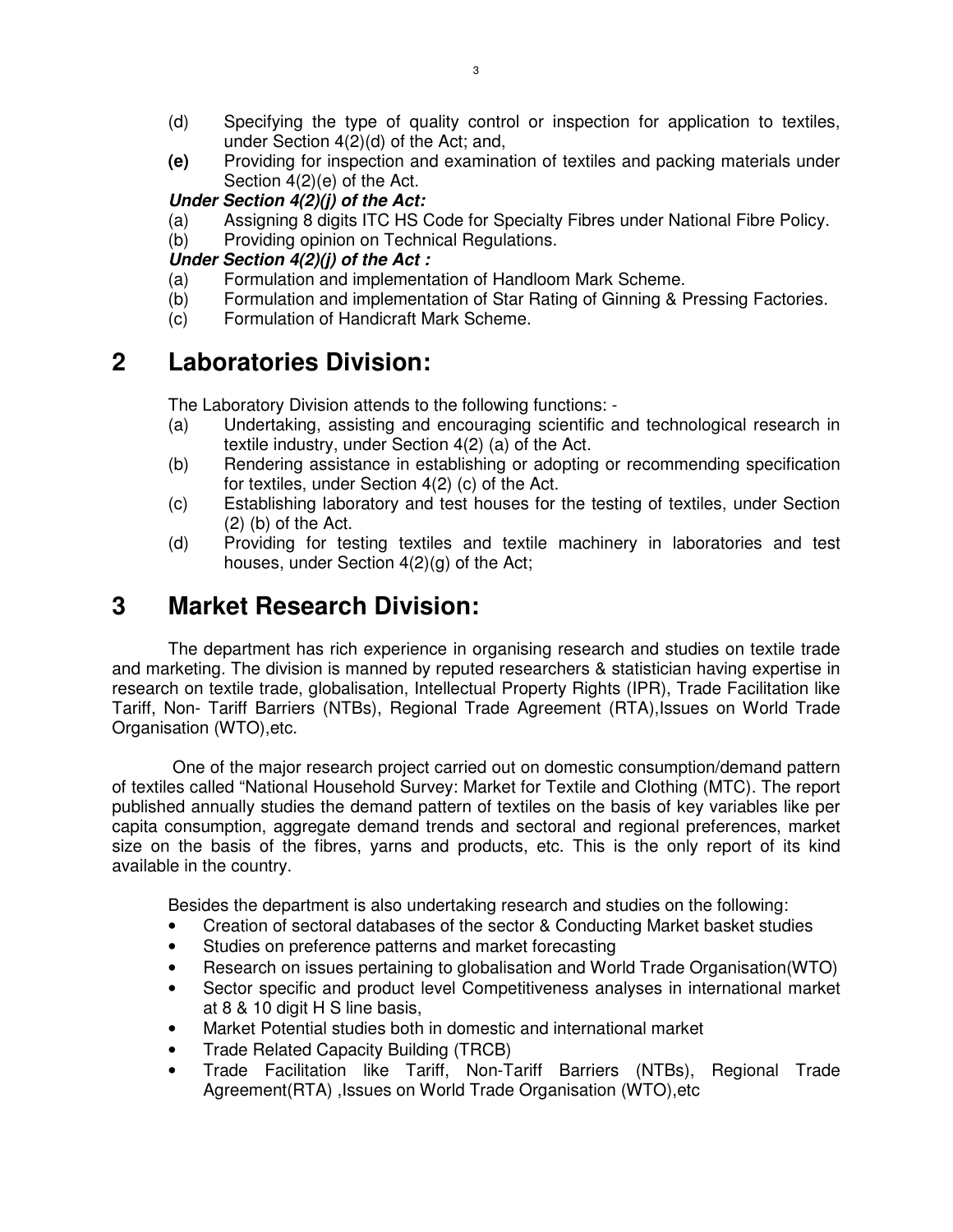(d) Specifying the type of quality control or inspection for application to textiles, under Section 4(2)(d) of the Act; and,

**(e)** Providing for inspection and examination of textiles and packing materials under Section 4(2)(e) of the Act.

***Under Section 4(2)(j) of the Act:***

(a) Assigning 8 digits ITC HS Code for Specialty Fibres under National Fibre Policy.

(b) Providing opinion on Technical Regulations.

***Under Section 4(2)(j) of the Act :***

(a) Formulation and implementation of Handloom Mark Scheme.

(b) Formulation and implementation of Star Rating of Ginning & Pressing Factories.

(c) Formulation of Handicraft Mark Scheme.

# 2 Laboratories Division:

The Laboratory Division attends to the following functions: -

(a) Undertaking, assisting and encouraging scientific and technological research in textile industry, under Section 4(2) (a) of the Act.

(b) Rendering assistance in establishing or adopting or recommending specification for textiles, under Section 4(2) (c) of the Act.

(c) Establishing laboratory and test houses for the testing of textiles, under Section (2) (b) of the Act.

(d) Providing for testing textiles and textile machinery in laboratories and test houses, under Section 4(2)(g) of the Act;

# 3 Market Research Division:

The department has rich experience in organising research and studies on textile trade and marketing. The division is manned by reputed researchers & statistician having expertise in research on textile trade, globalisation, Intellectual Property Rights (IPR), Trade Facilitation like Tariff, Non- Tariff Barriers (NTBs), Regional Trade Agreement (RTA),Issues on World Trade Organisation (WTO),etc.

One of the major research project carried out on domestic consumption/demand pattern of textiles called "National Household Survey: Market for Textile and Clothing (MTC). The report published annually studies the demand pattern of textiles on the basis of key variables like per capita consumption, aggregate demand trends and sectoral and regional preferences, market size on the basis of the fibres, yarns and products, etc. This is the only report of its kind available in the country.

Besides the department is also undertaking research and studies on the following:

- Creation of sectoral databases of the sector & Conducting Market basket studies
- Studies on preference patterns and market forecasting
- Research on issues pertaining to globalisation and World Trade Organisation(WTO)
- Sector specific and product level Competitiveness analyses in international market at 8 & 10 digit H S line basis,
- Market Potential studies both in domestic and international market
- Trade Related Capacity Building (TRCB)
- Trade Facilitation like Tariff, Non-Tariff Barriers (NTBs), Regional Trade Agreement(RTA) ,Issues on World Trade Organisation (WTO),etc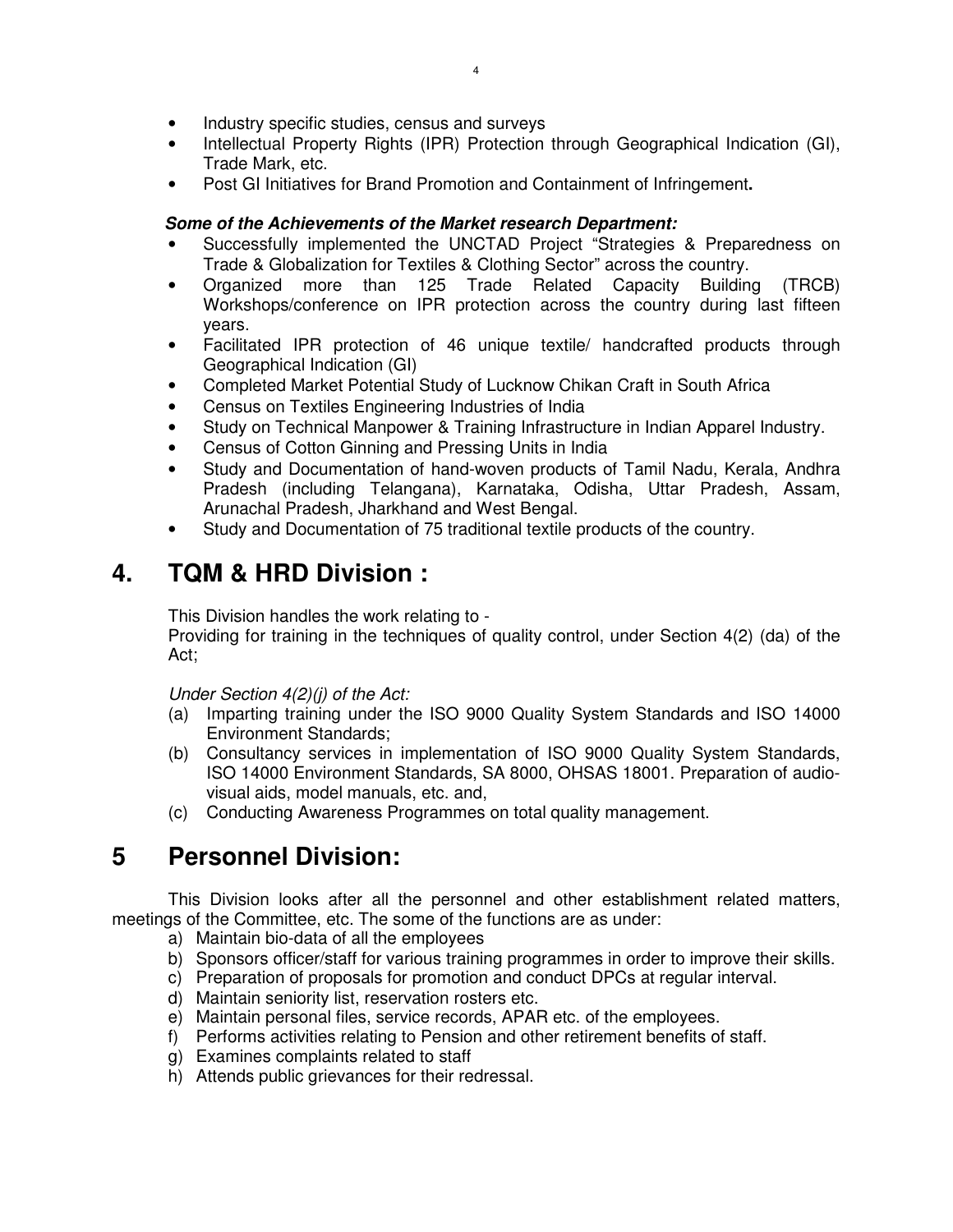- Industry specific studies, census and surveys
- Intellectual Property Rights (IPR) Protection through Geographical Indication (GI), Trade Mark, etc.
- Post GI Initiatives for Brand Promotion and Containment of Infringement**.**

***Some of the Achievements of the Market research Department:***

- Successfully implemented the UNCTAD Project "Strategies & Preparedness on Trade & Globalization for Textiles & Clothing Sector" across the country.
- Organized more than 125 Trade Related Capacity Building (TRCB) Workshops/conference on IPR protection across the country during last fifteen years.
- Facilitated IPR protection of 46 unique textile/ handcrafted products through Geographical Indication (GI)
- Completed Market Potential Study of Lucknow Chikan Craft in South Africa
- Census on Textiles Engineering Industries of India
- Study on Technical Manpower & Training Infrastructure in Indian Apparel Industry.
- Census of Cotton Ginning and Pressing Units in India
- Study and Documentation of hand-woven products of Tamil Nadu, Kerala, Andhra Pradesh (including Telangana), Karnataka, Odisha, Uttar Pradesh, Assam, Arunachal Pradesh, Jharkhand and West Bengal.
- Study and Documentation of 75 traditional textile products of the country.

## 4. TQM & HRD Division :

This Division handles the work relating to -
Providing for training in the techniques of quality control, under Section 4(2) (da) of the Act;

*Under Section 4(2)(j) of the Act:*

(a) Imparting training under the ISO 9000 Quality System Standards and ISO 14000 Environment Standards;
(b) Consultancy services in implementation of ISO 9000 Quality System Standards, ISO 14000 Environment Standards, SA 8000, OHSAS 18001. Preparation of audio-visual aids, model manuals, etc. and,
(c) Conducting Awareness Programmes on total quality management.

## 5 Personnel Division:

This Division looks after all the personnel and other establishment related matters, meetings of the Committee, etc. The some of the functions are as under:

a) Maintain bio-data of all the employees
b) Sponsors officer/staff for various training programmes in order to improve their skills.
c) Preparation of proposals for promotion and conduct DPCs at regular interval.
d) Maintain seniority list, reservation rosters etc.
e) Maintain personal files, service records, APAR etc. of the employees.
f) Performs activities relating to Pension and other retirement benefits of staff.
g) Examines complaints related to staff
h) Attends public grievances for their redressal.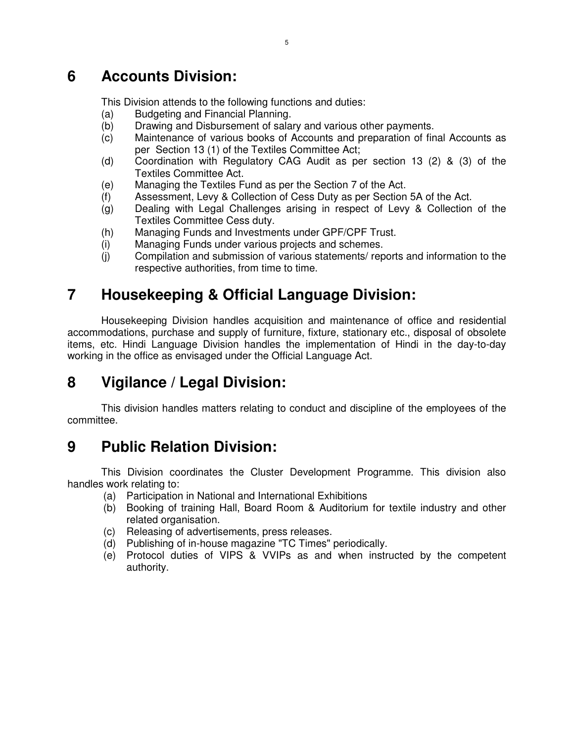## 6 Accounts Division:

This Division attends to the following functions and duties:

(a) Budgeting and Financial Planning.
(b) Drawing and Disbursement of salary and various other payments.
(c) Maintenance of various books of Accounts and preparation of final Accounts as per Section 13 (1) of the Textiles Committee Act;
(d) Coordination with Regulatory CAG Audit as per section 13 (2) & (3) of the Textiles Committee Act.
(e) Managing the Textiles Fund as per the Section 7 of the Act.
(f) Assessment, Levy & Collection of Cess Duty as per Section 5A of the Act.
(g) Dealing with Legal Challenges arising in respect of Levy & Collection of the Textiles Committee Cess duty.
(h) Managing Funds and Investments under GPF/CPF Trust.
(i) Managing Funds under various projects and schemes.
(j) Compilation and submission of various statements/ reports and information to the respective authorities, from time to time.

## 7 Housekeeping & Official Language Division:

Housekeeping Division handles acquisition and maintenance of office and residential accommodations, purchase and supply of furniture, fixture, stationary etc., disposal of obsolete items, etc. Hindi Language Division handles the implementation of Hindi in the day-to-day working in the office as envisaged under the Official Language Act.

## 8 Vigilance / Legal Division:

This division handles matters relating to conduct and discipline of the employees of the committee.

## 9 Public Relation Division:

This Division coordinates the Cluster Development Programme. This division also handles work relating to:

(a) Participation in National and International Exhibitions
(b) Booking of training Hall, Board Room & Auditorium for textile industry and other related organisation.
(c) Releasing of advertisements, press releases.
(d) Publishing of in-house magazine "TC Times" periodically.
(e) Protocol duties of VIPS & VVIPs as and when instructed by the competent authority.